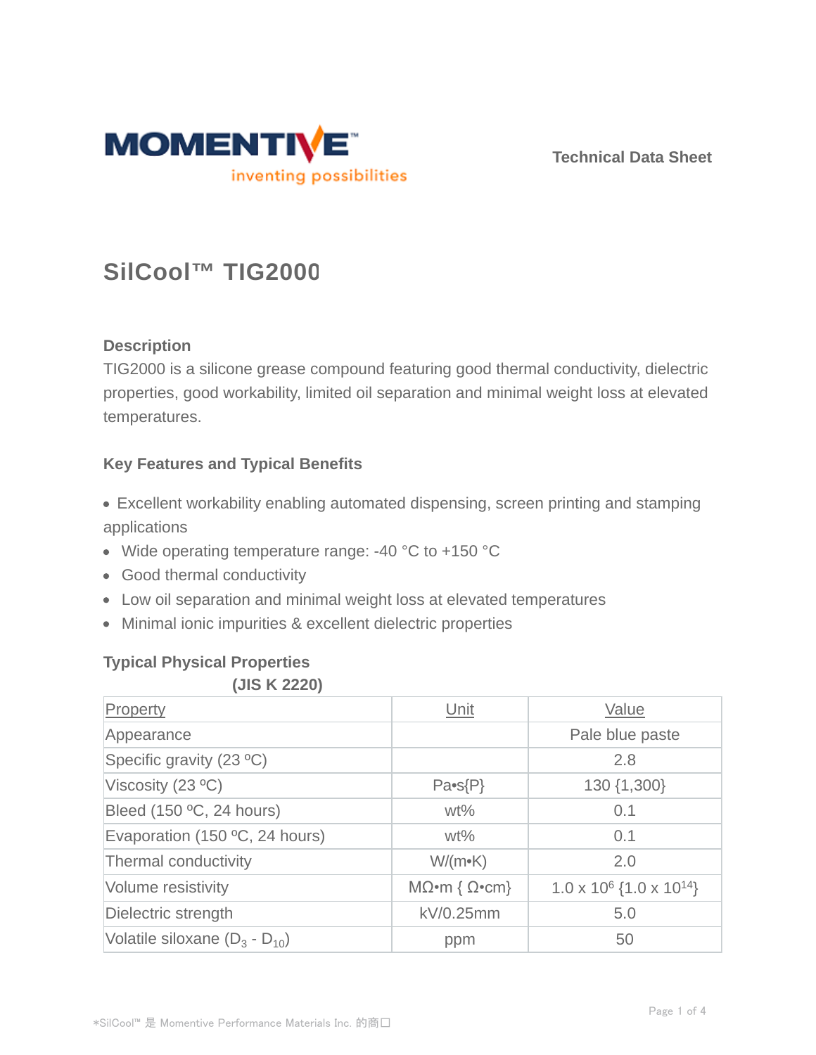Technical Data Sheet

# SilCool™ TIG2000

### Description

TIG2000 is a silicone grease compound featuring good thermal conductivity, dielectric properties, good workability, limited oil separation and minimal weight loss at elevated temperatures.

### Key Features and Typical Benefits

- Excellent workability enabling automated dispensing, screen printing and stamping applications
- Wide operating temperature range: -40 °C to +150 °C
- Good thermal conductivity
- Low oil separation and minimal weight loss at elevated temperatures
- Minimal ionic impurities & excellent dielectric properties

### Typical Physical Properties

**(JIS K 2220)**

| Property | Unit | Value |
|---|---|---|
| Appearance | | Pale blue paste |
| Specific gravity (23 ºC) | | 2.8 |
| Viscosity (23 ºC) | Pa•s{P} | 130 {1,300} |
| Bleed (150 ºC, 24 hours) | wt% | 0.1 |
| Evaporation (150 ºC, 24 hours) | wt% | 0.1 |
| Thermal conductivity | W/(m•K) | 2.0 |
| Volume resistivity | MΩ•m { Ω•cm} | 1.0 x $10^6$ {1.0 x $10^{14}$} |
| Dielectric strength | kV/0.25mm | 5.0 |
| Volatile siloxane ($D_3$ - $D_{10}$) | ppm | 50 |

*SilCool™ 是 Momentive Performance Materials Inc. 的商口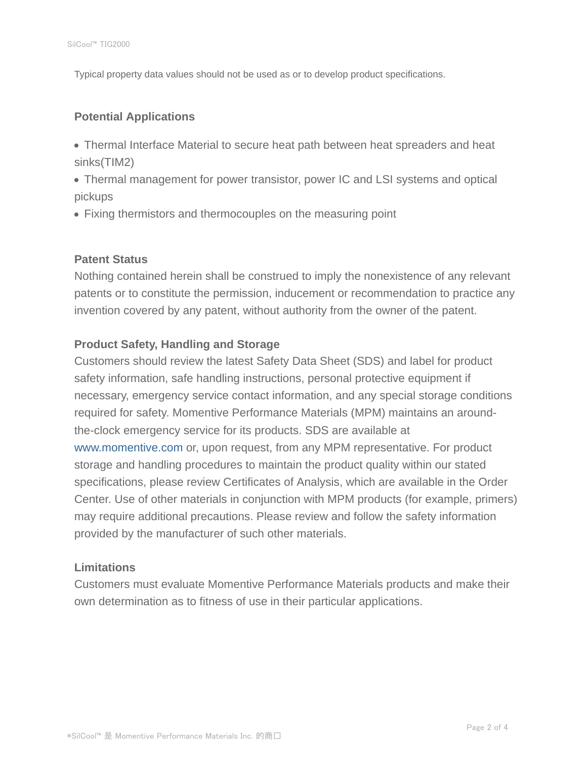Typical property data values should not be used as or to develop product specifications.

## Potential Applications

- Thermal Interface Material to secure heat path between heat spreaders and heat sinks(TIM2)
- Thermal management for power transistor, power IC and LSI systems and optical pickups
- Fixing thermistors and thermocouples on the measuring point

## Patent Status

Nothing contained herein shall be construed to imply the nonexistence of any relevant patents or to constitute the permission, inducement or recommendation to practice any invention covered by any patent, without authority from the owner of the patent.

## Product Safety, Handling and Storage

Customers should review the latest Safety Data Sheet (SDS) and label for product safety information, safe handling instructions, personal protective equipment if necessary, emergency service contact information, and any special storage conditions required for safety. Momentive Performance Materials (MPM) maintains an around-the-clock emergency service for its products. SDS are available at www.momentive.com or, upon request, from any MPM representative. For product storage and handling procedures to maintain the product quality within our stated specifications, please review Certificates of Analysis, which are available in the Order Center. Use of other materials in conjunction with MPM products (for example, primers) may require additional precautions. Please review and follow the safety information provided by the manufacturer of such other materials.

## Limitations

Customers must evaluate Momentive Performance Materials products and make their own determination as to fitness of use in their particular applications.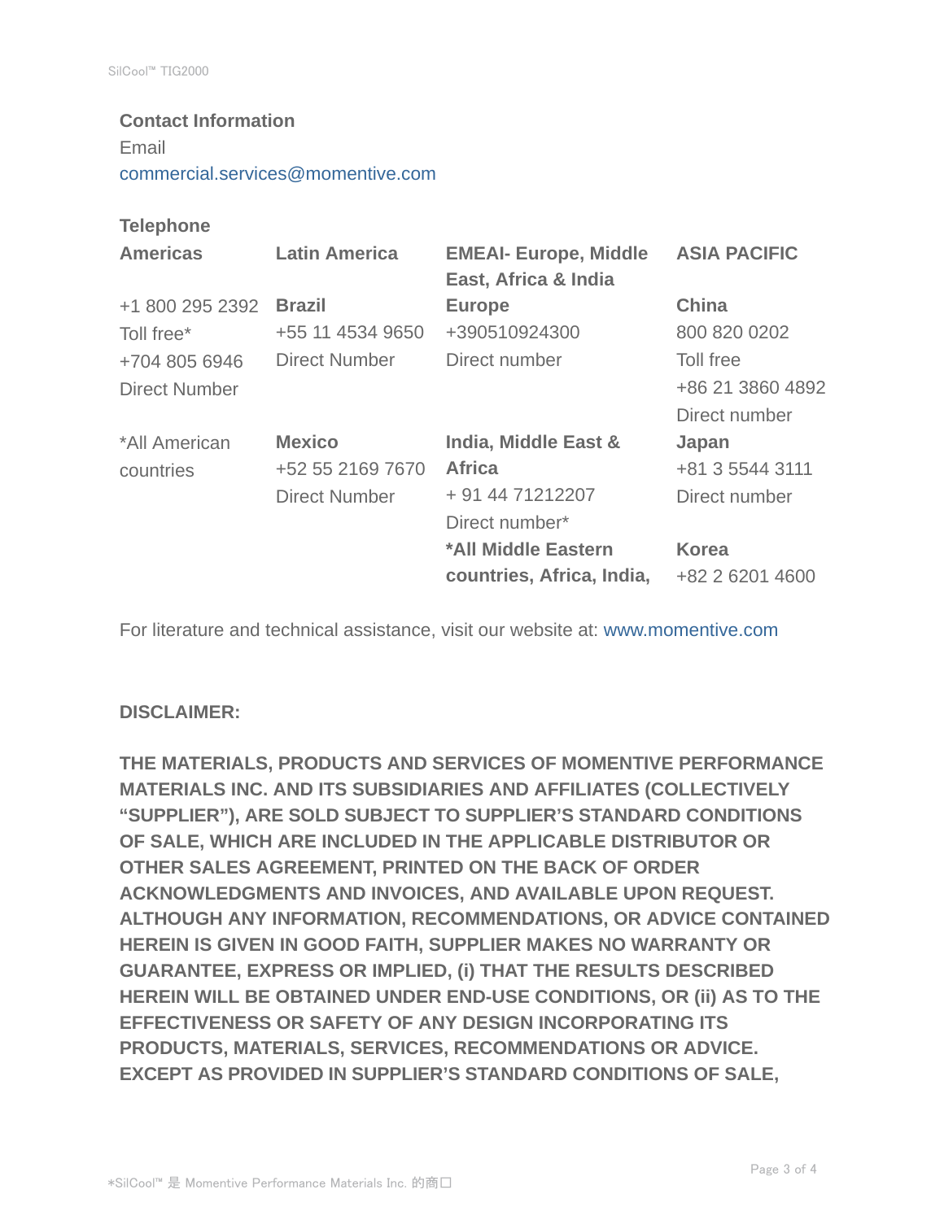**Contact Information**

Email

commercial.services@momentive.com

**Telephone**

| **Americas** | **Latin America** | **EMEAI- Europe, Middle East, Africa & India** | **ASIA PACIFIC** |
|---|---|---|---|
| +1 800 295 2392<br>Toll free*<br>+704 805 6946<br>Direct Number | **Brazil**<br>+55 11 4534 9650<br>Direct Number | **Europe**<br>+390510924300<br>Direct number | **China**<br>800 820 0202<br>Toll free<br>+86 21 3860 4892<br>Direct number |
| *All American countries | **Mexico**<br>+52 55 2169 7670<br>Direct Number | **India, Middle East & Africa**<br>+ 91 44 71212207<br>Direct number* | **Japan**<br>+81 3 5544 3111<br>Direct number |
| | | ***All Middle Eastern countries, Africa, India,** | **Korea**<br>+82 2 6201 4600 |

For literature and technical assistance, visit our website at: www.momentive.com

**DISCLAIMER:**

**THE MATERIALS, PRODUCTS AND SERVICES OF MOMENTIVE PERFORMANCE MATERIALS INC. AND ITS SUBSIDIARIES AND AFFILIATES (COLLECTIVELY "SUPPLIER"), ARE SOLD SUBJECT TO SUPPLIER'S STANDARD CONDITIONS OF SALE, WHICH ARE INCLUDED IN THE APPLICABLE DISTRIBUTOR OR OTHER SALES AGREEMENT, PRINTED ON THE BACK OF ORDER ACKNOWLEDGMENTS AND INVOICES, AND AVAILABLE UPON REQUEST. ALTHOUGH ANY INFORMATION, RECOMMENDATIONS, OR ADVICE CONTAINED HEREIN IS GIVEN IN GOOD FAITH, SUPPLIER MAKES NO WARRANTY OR GUARANTEE, EXPRESS OR IMPLIED, (i) THAT THE RESULTS DESCRIBED HEREIN WILL BE OBTAINED UNDER END-USE CONDITIONS, OR (ii) AS TO THE EFFECTIVENESS OR SAFETY OF ANY DESIGN INCORPORATING ITS PRODUCTS, MATERIALS, SERVICES, RECOMMENDATIONS OR ADVICE. EXCEPT AS PROVIDED IN SUPPLIER'S STANDARD CONDITIONS OF SALE,**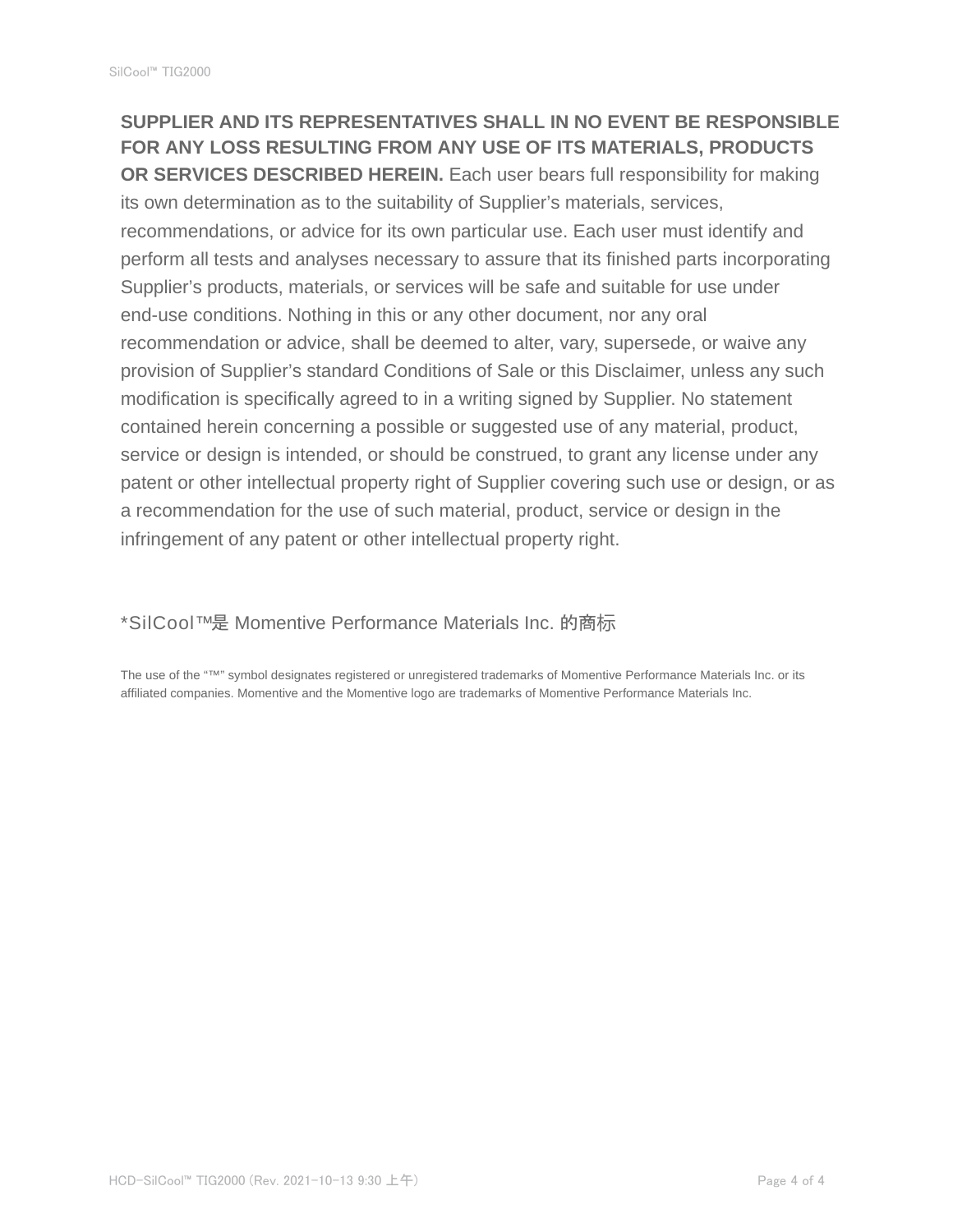**SUPPLIER AND ITS REPRESENTATIVES SHALL IN NO EVENT BE RESPONSIBLE FOR ANY LOSS RESULTING FROM ANY USE OF ITS MATERIALS, PRODUCTS OR SERVICES DESCRIBED HEREIN.** Each user bears full responsibility for making its own determination as to the suitability of Supplier's materials, services, recommendations, or advice for its own particular use. Each user must identify and perform all tests and analyses necessary to assure that its finished parts incorporating Supplier's products, materials, or services will be safe and suitable for use under end-use conditions. Nothing in this or any other document, nor any oral recommendation or advice, shall be deemed to alter, vary, supersede, or waive any provision of Supplier's standard Conditions of Sale or this Disclaimer, unless any such modification is specifically agreed to in a writing signed by Supplier. No statement contained herein concerning a possible or suggested use of any material, product, service or design is intended, or should be construed, to grant any license under any patent or other intellectual property right of Supplier covering such use or design, or as a recommendation for the use of such material, product, service or design in the infringement of any patent or other intellectual property right.

*SilCool™是 Momentive Performance Materials Inc. 的商标

The use of the "™" symbol designates registered or unregistered trademarks of Momentive Performance Materials Inc. or its affiliated companies. Momentive and the Momentive logo are trademarks of Momentive Performance Materials Inc.